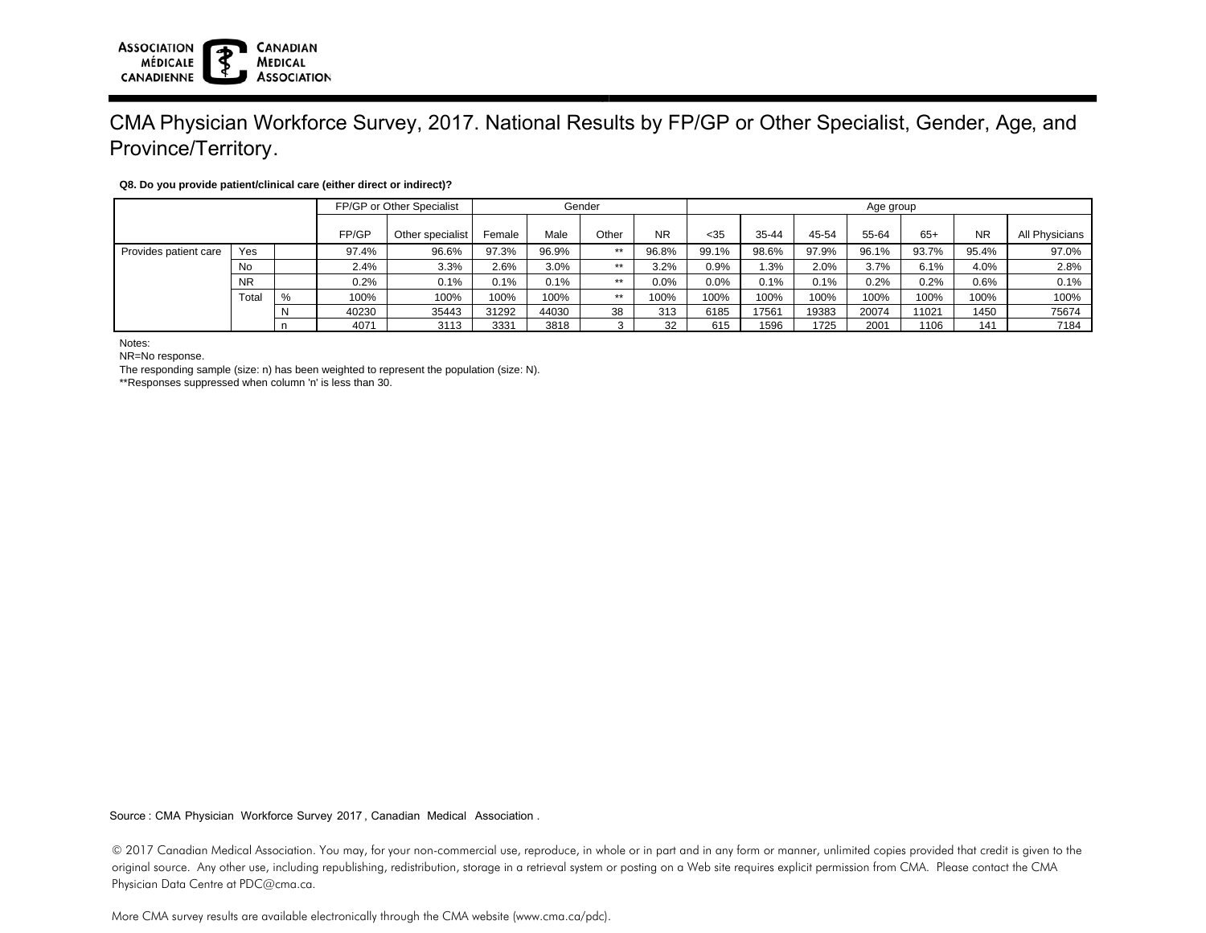# CMA Physician Workforce Survey, 2017. National Results by FP/GP or Other Specialist, Gender, Age, and Province/Territory.

**Q8. Do you provide patient/clinical care (either direct or indirect)?**

| | | | FP/GP or Other Specialist | | Gender | | | | Age group | | | | | | |
|---|---|---|---|---|---|---|---|---|---|---|---|---|---|---|---|
| | | | FP/GP | Other specialist | Female | Male | Other | NR | <35 | 35-44 | 45-54 | 55-64 | 65+ | NR | All Physicians |
| Provides patient care | Yes | | 97.4% | 96.6% | 97.3% | 96.9% | ** | 96.8% | 99.1% | 98.6% | 97.9% | 96.1% | 93.7% | 95.4% | 97.0% |
| | No | | 2.4% | 3.3% | 2.6% | 3.0% | ** | 3.2% | 0.9% | 1.3% | 2.0% | 3.7% | 6.1% | 4.0% | 2.8% |
| | NR | | 0.2% | 0.1% | 0.1% | 0.1% | ** | 0.0% | 0.0% | 0.1% | 0.1% | 0.2% | 0.2% | 0.6% | 0.1% |
| | Total | % | 100% | 100% | 100% | 100% | ** | 100% | 100% | 100% | 100% | 100% | 100% | 100% | 100% |
| | | N | 40230 | 35443 | 31292 | 44030 | 38 | 313 | 6185 | 17561 | 19383 | 20074 | 11021 | 1450 | 75674 |
| | | n | 4071 | 3113 | 3331 | 3818 | 3 | 32 | 615 | 1596 | 1725 | 2001 | 1106 | 141 | 7184 |

Notes:

NR=No response.

The responding sample (size: n) has been weighted to represent the population (size: N).

**Responses suppressed when column 'n' is less than 30.

Source : CMA Physician Workforce Survey 2017 , Canadian Medical Association .

© 2017 Canadian Medical Association. You may, for your non-commercial use, reproduce, in whole or in part and in any form or manner, unlimited copies provided that credit is given to the original source. Any other use, including republishing, redistribution, storage in a retrieval system or posting on a Web site requires explicit permission from CMA. Please contact the CMA Physician Data Centre at PDC@cma.ca.

More CMA survey results are available electronically through the CMA website (www.cma.ca/pdc).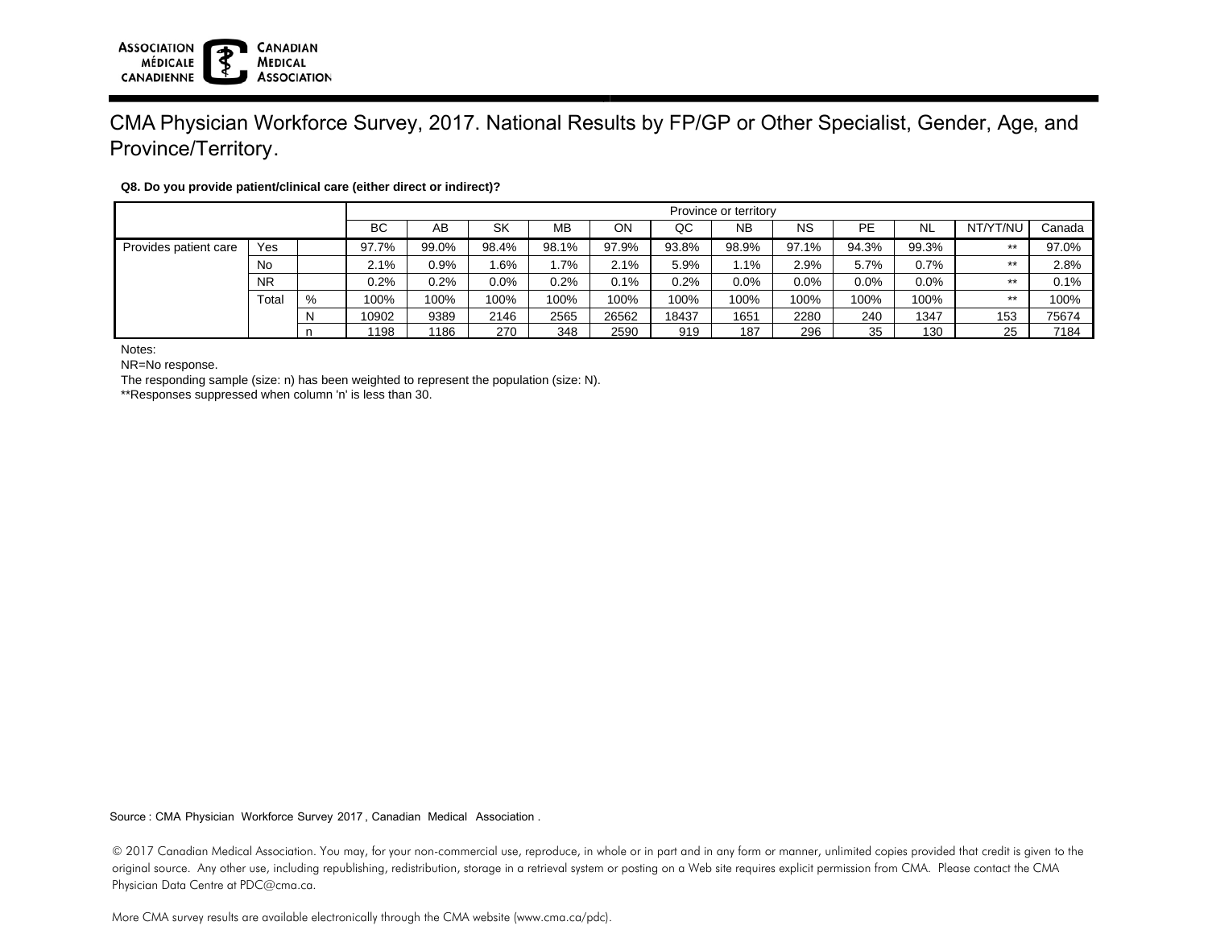CMA Physician Workforce Survey, 2017. National Results by FP/GP or Other Specialist, Gender, Age, and Province/Territory.

**Q8. Do you provide patient/clinical care (either direct or indirect)?**

| | | | Province or territory | | | | | | | | | | | |
|---|---|---|---|---|---|---|---|---|---|---|---|---|---|---|
| | | | BC | AB | SK | MB | ON | QC | NB | NS | PE | NL | NT/YT/NU | Canada |
| Provides patient care | Yes | | 97.7% | 99.0% | 98.4% | 98.1% | 97.9% | 93.8% | 98.9% | 97.1% | 94.3% | 99.3% | ** | 97.0% |
| | No | | 2.1% | 0.9% | 1.6% | 1.7% | 2.1% | 5.9% | 1.1% | 2.9% | 5.7% | 0.7% | ** | 2.8% |
| | NR | | 0.2% | 0.2% | 0.0% | 0.2% | 0.1% | 0.2% | 0.0% | 0.0% | 0.0% | 0.0% | ** | 0.1% |
| | Total | % | 100% | 100% | 100% | 100% | 100% | 100% | 100% | 100% | 100% | 100% | ** | 100% |
| | | N | 10902 | 9389 | 2146 | 2565 | 26562 | 18437 | 1651 | 2280 | 240 | 1347 | 153 | 75674 |
| | | n | 1198 | 1186 | 270 | 348 | 2590 | 919 | 187 | 296 | 35 | 130 | 25 | 7184 |

Notes:
NR=No response.
The responding sample (size: n) has been weighted to represent the population (size: N).
**Responses suppressed when column 'n' is less than 30.

Source : CMA Physician Workforce Survey 2017 , Canadian Medical Association .

© 2017 Canadian Medical Association. You may, for your non-commercial use, reproduce, in whole or in part and in any form or manner, unlimited copies provided that credit is given to the original source. Any other use, including republishing, redistribution, storage in a retrieval system or posting on a Web site requires explicit permission from CMA. Please contact the CMA Physician Data Centre at PDC@cma.ca.

More CMA survey results are available electronically through the CMA website (www.cma.ca/pdc).